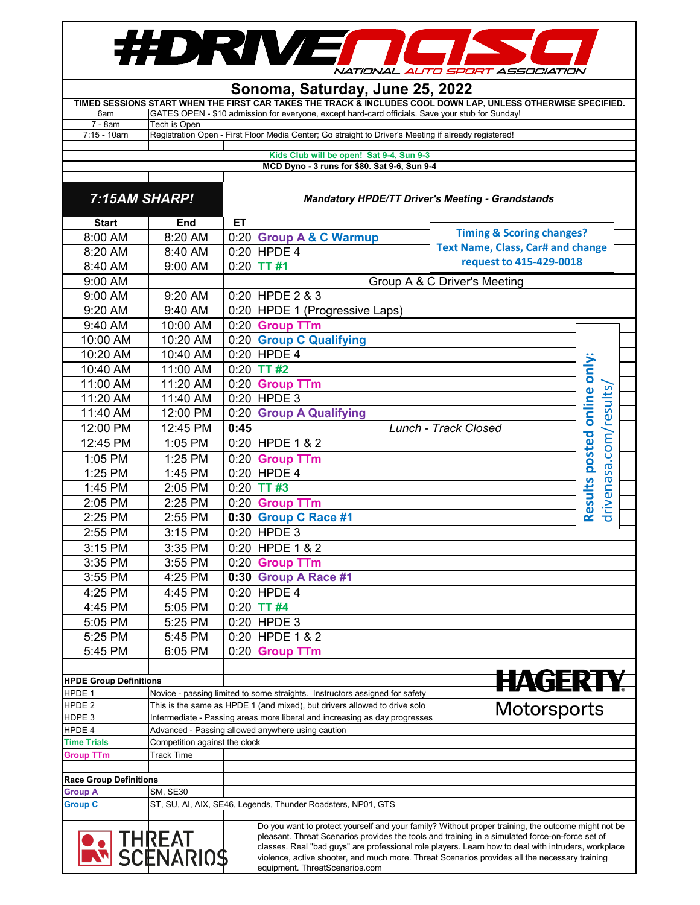# #DRIVENASA

NATIONAL AUTO SPORT ASSOCIATION

## Sonoma, Saturday, June 25, 2022

**TIMED SESSIONS START WHEN THE FIRST CAR TAKES THE TRACK & INCLUDES COOL DOWN LAP, UNLESS OTHERWISE SPECIFIED.**

| | |
|---|---|
| 6am | GATES OPEN - $10 admission for everyone, except hard-card officials. Save your stub for Sunday! |
| 7 - 8am | Tech is Open |
| 7:15 - 10am | Registration Open - First Floor Media Center; Go straight to Driver's Meeting if already registered! |

**Kids Club will be open! Sat 9-4, Sun 9-3**

**MCD Dyno - 3 runs for $80. Sat 9-6, Sun 9-4**

***7:15AM SHARP!*** — ***Mandatory HPDE/TT Driver's Meeting - Grandstands***

**Timing & Scoring changes? Text Name, Class, Car# and change request to 415-429-0018**

**Results posted online only: drivenasa.com/results/**

| Start | End | ET | |
|---|---|---|---|
| 8:00 AM | 8:20 AM | 0:20 | Group A & C Warmup |
| 8:20 AM | 8:40 AM | 0:20 | HPDE 4 |
| 8:40 AM | 9:00 AM | 0:20 | TT #1 |
| 9:00 AM | | | Group A & C Driver's Meeting |
| 9:00 AM | 9:20 AM | 0:20 | HPDE 2 & 3 |
| 9:20 AM | 9:40 AM | 0:20 | HPDE 1 (Progressive Laps) |
| 9:40 AM | 10:00 AM | 0:20 | Group TTm |
| 10:00 AM | 10:20 AM | 0:20 | Group C Qualifying |
| 10:20 AM | 10:40 AM | 0:20 | HPDE 4 |
| 10:40 AM | 11:00 AM | 0:20 | TT #2 |
| 11:00 AM | 11:20 AM | 0:20 | Group TTm |
| 11:20 AM | 11:40 AM | 0:20 | HPDE 3 |
| 11:40 AM | 12:00 PM | 0:20 | Group A Qualifying |
| 12:00 PM | 12:45 PM | **0:45** | *Lunch - Track Closed* |
| 12:45 PM | 1:05 PM | 0:20 | HPDE 1 & 2 |
| 1:05 PM | 1:25 PM | 0:20 | Group TTm |
| 1:25 PM | 1:45 PM | 0:20 | HPDE 4 |
| 1:45 PM | 2:05 PM | 0:20 | TT #3 |
| 2:05 PM | 2:25 PM | 0:20 | Group TTm |
| 2:25 PM | 2:55 PM | **0:30** | Group C Race #1 |
| 2:55 PM | 3:15 PM | 0:20 | HPDE 3 |
| 3:15 PM | 3:35 PM | 0:20 | HPDE 1 & 2 |
| 3:35 PM | 3:55 PM | 0:20 | Group TTm |
| 3:55 PM | 4:25 PM | **0:30** | Group A Race #1 |
| 4:25 PM | 4:45 PM | 0:20 | HPDE 4 |
| 4:45 PM | 5:05 PM | 0:20 | TT #4 |
| 5:05 PM | 5:25 PM | 0:20 | HPDE 3 |
| 5:25 PM | 5:45 PM | 0:20 | HPDE 1 & 2 |
| 5:45 PM | 6:05 PM | 0:20 | Group TTm |

**HAGERTY Motorsports**

| **HPDE Group Definitions** | |
|---|---|
| HPDE 1 | Novice - passing limited to some straights. Instructors assigned for safety |
| HPDE 2 | This is the same as HPDE 1 (and mixed), but drivers allowed to drive solo |
| HDPE 3 | Intermediate - Passing areas more liberal and increasing as day progresses |
| HPDE 4 | Advanced - Passing allowed anywhere using caution |
| Time Trials | Competition against the clock |
| Group TTm | Track Time |

| **Race Group Definitions** | |
|---|---|
| Group A | SM, SE30 |
| Group C | ST, SU, AI, AIX, SE46, Legends, Thunder Roadsters, NP01, GTS |

**THREAT SCENARIOS**

Do you want to protect yourself and your family? Without proper training, the outcome might not be pleasant. Threat Scenarios provides the tools and training in a simulated force-on-force set of classes. Real "bad guys" are professional role players. Learn how to deal with intruders, workplace violence, active shooter, and much more. Threat Scenarios provides all the necessary training equipment. ThreatScenarios.com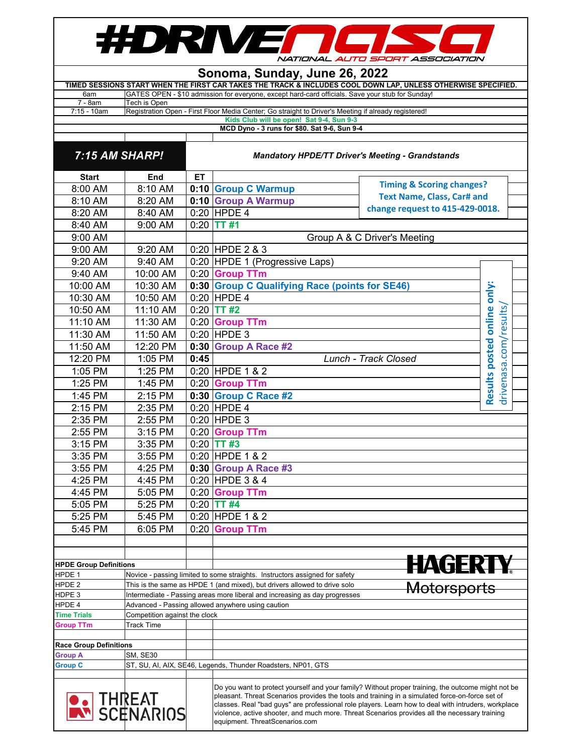# #DRIVENASA – NATIONAL AUTO SPORT ASSOCIATION

## Sonoma, Sunday, June 26, 2022

**TIMED SESSIONS START WHEN THE FIRST CAR TAKES THE TRACK & INCLUDES COOL DOWN LAP, UNLESS OTHERWISE SPECIFIED.**

| | |
|---|---|
| 6am | GATES OPEN - $10 admission for everyone, except hard-card officials. Save your stub for Sunday! |
| 7 - 8am | Tech is Open |
| 7:15 - 10am | Registration Open - First Floor Media Center; Go straight to Driver's Meeting if already registered! |

**Kids Club will be open! Sat 9-4, Sun 9-3**

**MCD Dyno - 3 runs for $80. Sat 9-6, Sun 9-4**

***7:15 AM SHARP!*** — ***Mandatory HPDE/TT Driver's Meeting - Grandstands***

**Timing & Scoring changes? Text Name, Class, Car# and change request to 415-429-0018.**

| Start | End | ET | |
|---|---|---|---|
| 8:00 AM | 8:10 AM | **0:10** | **Group C Warmup** |
| 8:10 AM | 8:20 AM | **0:10** | **Group A Warmup** |
| 8:20 AM | 8:40 AM | 0:20 | HPDE 4 |
| 8:40 AM | 9:00 AM | 0:20 | **TT #1** |
| 9:00 AM | | | Group A & C Driver's Meeting |
| 9:00 AM | 9:20 AM | 0:20 | HPDE 2 & 3 |
| 9:20 AM | 9:40 AM | 0:20 | HPDE 1 (Progressive Laps) |
| 9:40 AM | 10:00 AM | 0:20 | **Group TTm** |
| 10:00 AM | 10:30 AM | **0:30** | **Group C Qualifying Race (points for SE46)** |
| 10:30 AM | 10:50 AM | 0:20 | HPDE 4 |
| 10:50 AM | 11:10 AM | 0:20 | **TT #2** |
| 11:10 AM | 11:30 AM | 0:20 | **Group TTm** |
| 11:30 AM | 11:50 AM | 0:20 | HPDE 3 |
| 11:50 AM | 12:20 PM | **0:30** | **Group A Race #2** |
| 12:20 PM | 1:05 PM | **0:45** | *Lunch - Track Closed* |
| 1:05 PM | 1:25 PM | 0:20 | HPDE 1 & 2 |
| 1:25 PM | 1:45 PM | 0:20 | **Group TTm** |
| 1:45 PM | 2:15 PM | **0:30** | **Group C Race #2** |
| 2:15 PM | 2:35 PM | 0:20 | HPDE 4 |
| 2:35 PM | 2:55 PM | 0:20 | HPDE 3 |
| 2:55 PM | 3:15 PM | 0:20 | **Group TTm** |
| 3:15 PM | 3:35 PM | 0:20 | **TT #3** |
| 3:35 PM | 3:55 PM | 0:20 | HPDE 1 & 2 |
| 3:55 PM | 4:25 PM | **0:30** | **Group A Race #3** |
| 4:25 PM | 4:45 PM | 0:20 | HPDE 3 & 4 |
| 4:45 PM | 5:05 PM | 0:20 | **Group TTm** |
| 5:05 PM | 5:25 PM | 0:20 | **TT #4** |
| 5:25 PM | 5:45 PM | 0:20 | HPDE 1 & 2 |
| 5:45 PM | 6:05 PM | 0:20 | **Group TTm** |

**Results posted online only:** drivenasa.com/results/

**HPDE Group Definitions**

| | |
|---|---|
| HPDE 1 | Novice - passing limited to some straights. Instructors assigned for safety |
| HPDE 2 | This is the same as HPDE 1 (and mixed), but drivers allowed to drive solo |
| HDPE 3 | Intermediate - Passing areas more liberal and increasing as day progresses |
| HPDE 4 | Advanced - Passing allowed anywhere using caution |
| **Time Trials** | Competition against the clock |
| **Group TTm** | Track Time |

HAGERTY Motorsports

**Race Group Definitions**

| | |
|---|---|
| **Group A** | SM, SE30 |
| **Group C** | ST, SU, AI, AIX, SE46, Legends, Thunder Roadsters, NP01, GTS |

THREAT SCENARIOS

Do you want to protect yourself and your family? Without proper training, the outcome might not be pleasant. Threat Scenarios provides the tools and training in a simulated force-on-force set of classes. Real "bad guys" are professional role players. Learn how to deal with intruders, workplace violence, active shooter, and much more. Threat Scenarios provides all the necessary training equipment. ThreatScenarios.com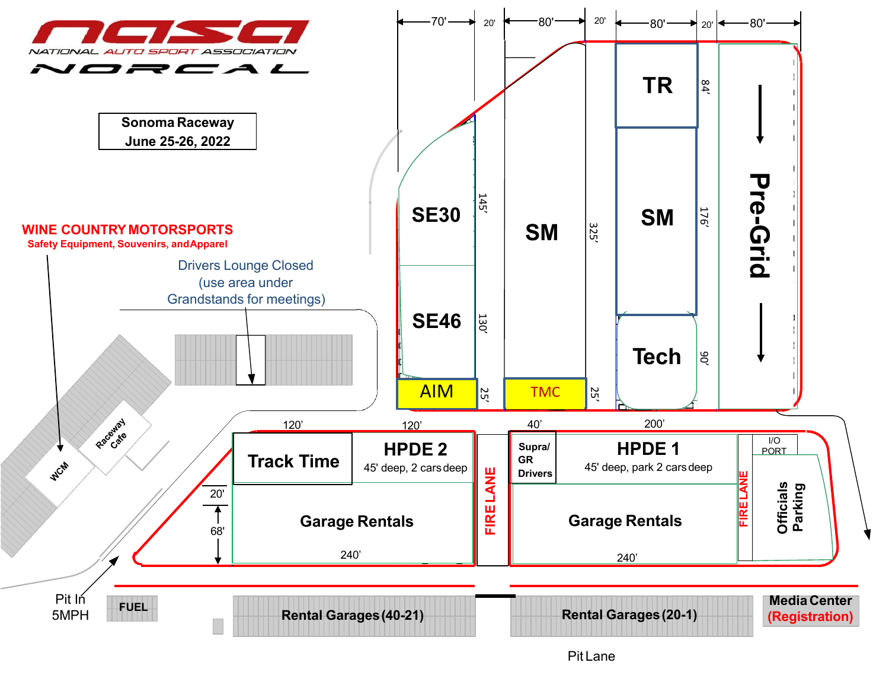NASA NATIONAL AUTO SPORT ASSOCIATION NORCAL

**Sonoma Raceway**
**June 25-26, 2022**

**WINE COUNTRY MOTORSPORTS**
Safety Equipment, Souvenirs, and Apparel

Drivers Lounge Closed
(use area under
Grandstands for meetings)

70' 20' 80' 20' 80' 20' 80'

**SE30** 145'

**SE46** 130'

**AIM** 25'

**SM** 325'

**TMC** 25'

**TR** 84'

**SM** 176'

**Tech** 90'

**Pre-Grid**

WCM

Raceway Cafe

120' 120' 40' 200'

**Track Time**

**HPDE 2**
45' deep, 2 cars deep

20'

68'

**Garage Rentals**

240'

**FIRE LANE**

**Supra/ GR Drivers**

**HPDE 1**
45' deep, park 2 cars deep

**Garage Rentals**

240'

**FIRE LANE**

I/O PORT

**Officials Parking**

Pit In
5MPH

**FUEL**

**Rental Garages (40-21)**

**Rental Garages (20-1)**

**Media Center**
**(Registration)**

Pit Lane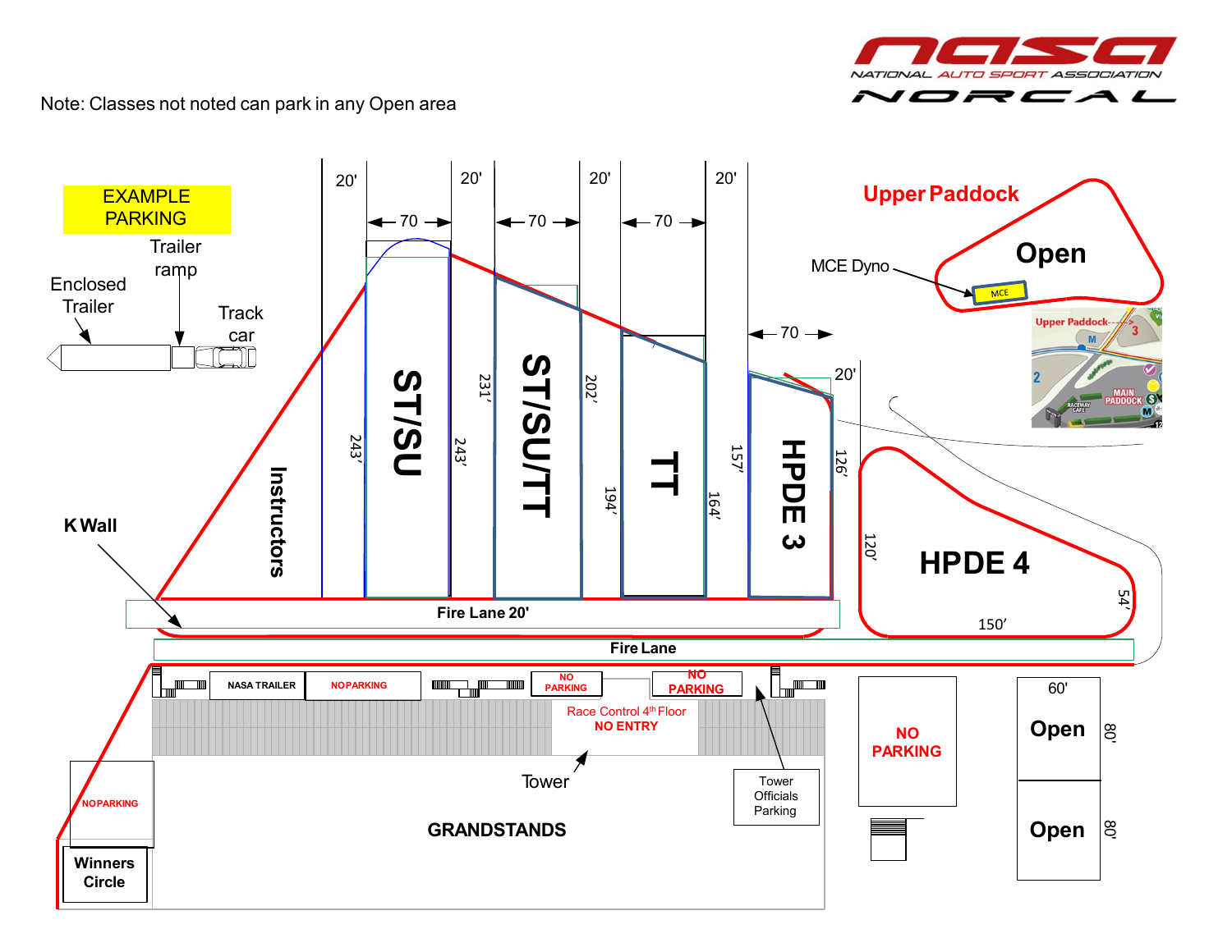Note: Classes not noted can park in any Open area

NATIONAL AUTO SPORT ASSOCIATION

NORCAL

EXAMPLE PARKING

Trailer ramp

Enclosed Trailer

Track car

20'

20'

20'

20'

70

70

70

70

20'

Upper Paddock

Open

MCE Dyno

MCE

ST/SU

ST/SU/TT

TT

HPDE 3

HPDE 4

Instructors

K Wall

243'

243'

231'

202'

194'

157'

164'

126'

120'

54'

150'

Fire Lane 20'

Fire Lane

NASA TRAILER

NO PARKING

NO PARKING

NO PARKING

Race Control 4th Floor
NO ENTRY

Tower

Tower Officials Parking

GRANDSTANDS

NO PARKING

Winners Circle

NO PARKING

60'

Open

80'

Open

80'